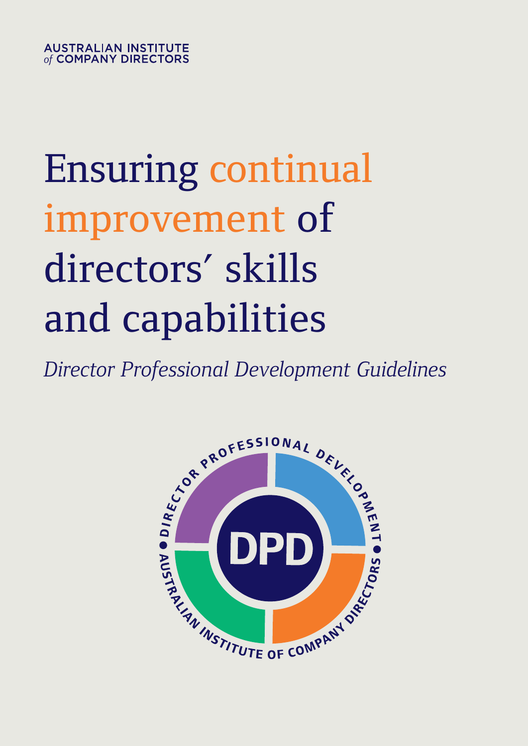AUSTRALIAN INSTITUTE *of* COMPANY DIRECTORS

# Ensuring continual improvement of directors' skills and capabilities

*Director Professional Development Guidelines*

DIRECTOR PROFESSIONAL DEVELOPMENT • AUSTRALIAN INSTITUTE OF COMPANY DIRECTORS •

DPD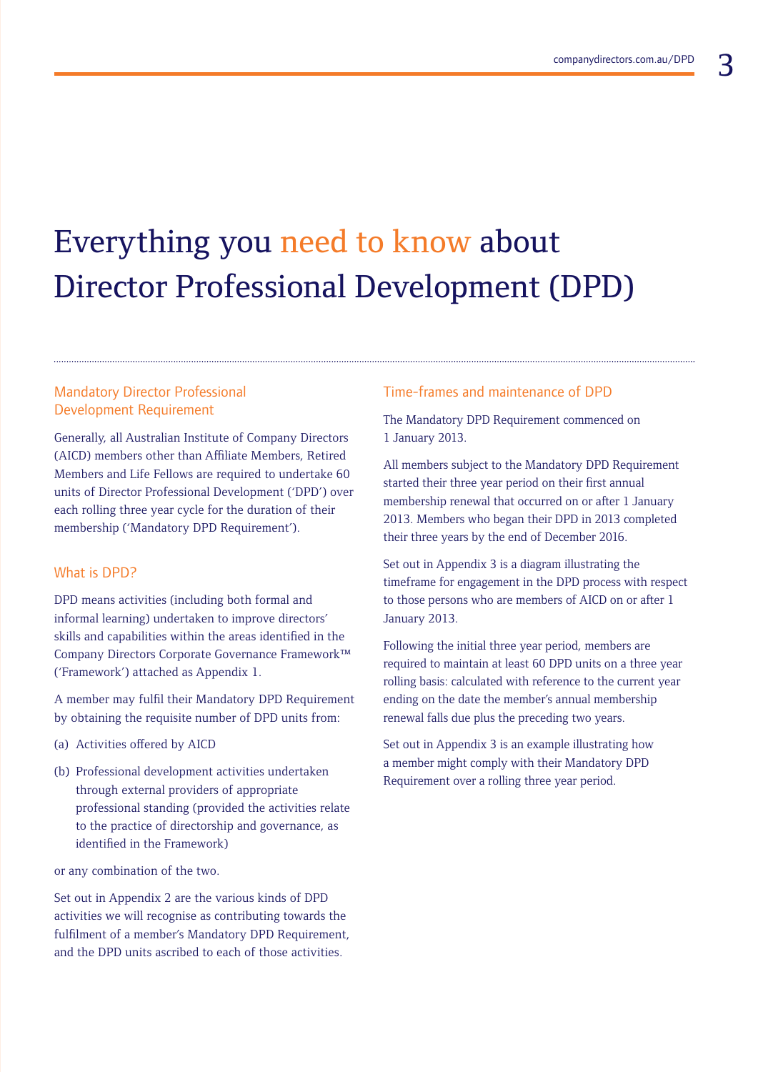# Everything you need to know about Director Professional Development (DPD)

## Mandatory Director Professional Development Requirement

Generally, all Australian Institute of Company Directors (AICD) members other than Affiliate Members, Retired Members and Life Fellows are required to undertake 60 units of Director Professional Development ('DPD') over each rolling three year cycle for the duration of their membership ('Mandatory DPD Requirement').

## What is DPD?

DPD means activities (including both formal and informal learning) undertaken to improve directors' skills and capabilities within the areas identified in the Company Directors Corporate Governance Framework™ ('Framework') attached as Appendix 1.

A member may fulfil their Mandatory DPD Requirement by obtaining the requisite number of DPD units from:

(a) Activities offered by AICD

(b) Professional development activities undertaken through external providers of appropriate professional standing (provided the activities relate to the practice of directorship and governance, as identified in the Framework)

or any combination of the two.

Set out in Appendix 2 are the various kinds of DPD activities we will recognise as contributing towards the fulfilment of a member's Mandatory DPD Requirement, and the DPD units ascribed to each of those activities.

## Time-frames and maintenance of DPD

The Mandatory DPD Requirement commenced on 1 January 2013.

All members subject to the Mandatory DPD Requirement started their three year period on their first annual membership renewal that occurred on or after 1 January 2013. Members who began their DPD in 2013 completed their three years by the end of December 2016.

Set out in Appendix 3 is a diagram illustrating the timeframe for engagement in the DPD process with respect to those persons who are members of AICD on or after 1 January 2013.

Following the initial three year period, members are required to maintain at least 60 DPD units on a three year rolling basis: calculated with reference to the current year ending on the date the member's annual membership renewal falls due plus the preceding two years.

Set out in Appendix 3 is an example illustrating how a member might comply with their Mandatory DPD Requirement over a rolling three year period.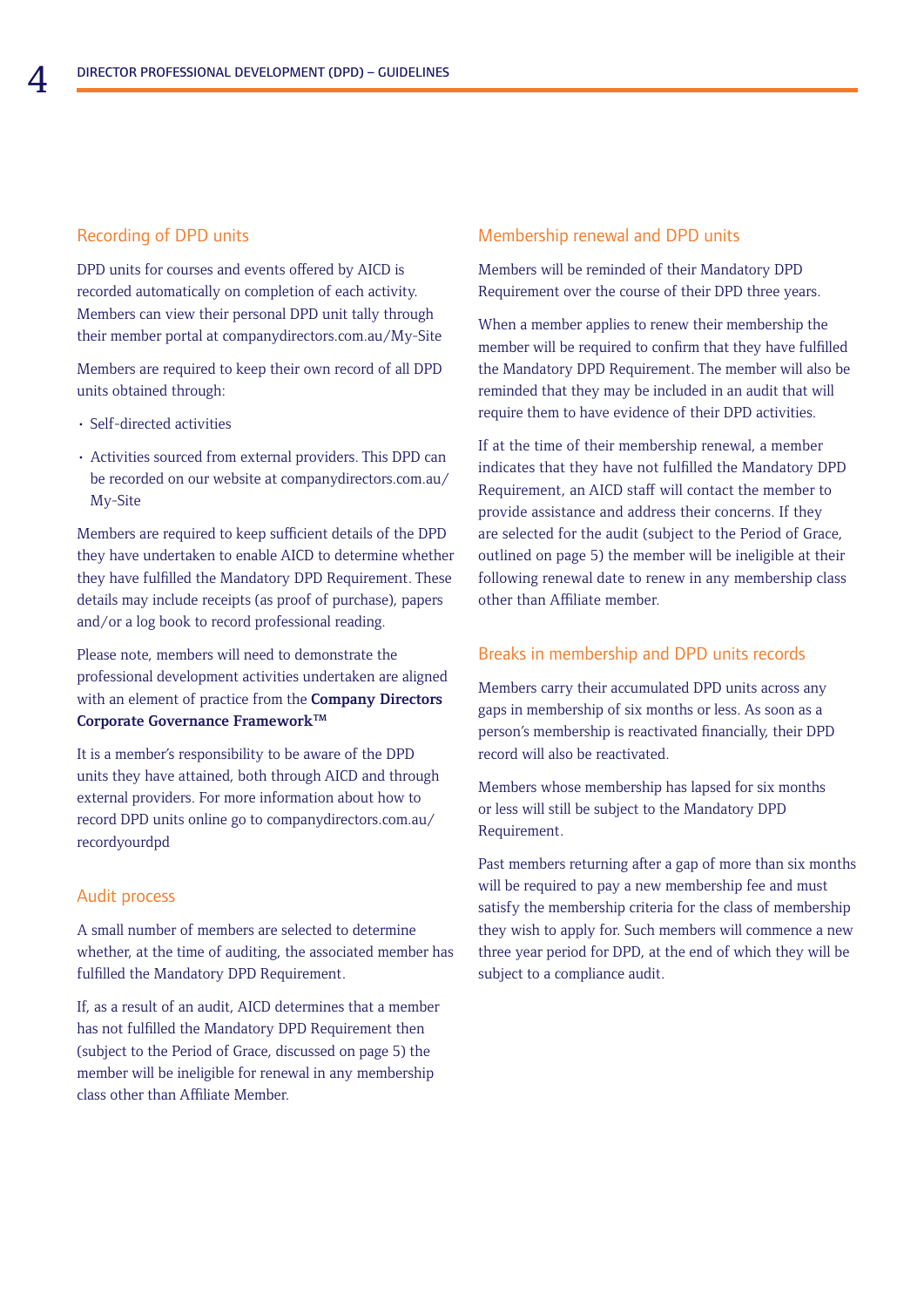## Recording of DPD units

DPD units for courses and events offered by AICD is recorded automatically on completion of each activity. Members can view their personal DPD unit tally through their member portal at companydirectors.com.au/My-Site

Members are required to keep their own record of all DPD units obtained through:

- Self-directed activities
- Activities sourced from external providers. This DPD can be recorded on our website at companydirectors.com.au/My-Site

Members are required to keep sufficient details of the DPD they have undertaken to enable AICD to determine whether they have fulfilled the Mandatory DPD Requirement. These details may include receipts (as proof of purchase), papers and/or a log book to record professional reading.

Please note, members will need to demonstrate the professional development activities undertaken are aligned with an element of practice from the **Company Directors Corporate Governance Framework™**

It is a member's responsibility to be aware of the DPD units they have attained, both through AICD and through external providers. For more information about how to record DPD units online go to companydirectors.com.au/recordyourdpd

## Audit process

A small number of members are selected to determine whether, at the time of auditing, the associated member has fulfilled the Mandatory DPD Requirement.

If, as a result of an audit, AICD determines that a member has not fulfilled the Mandatory DPD Requirement then (subject to the Period of Grace, discussed on page 5) the member will be ineligible for renewal in any membership class other than Affiliate Member.

## Membership renewal and DPD units

Members will be reminded of their Mandatory DPD Requirement over the course of their DPD three years.

When a member applies to renew their membership the member will be required to confirm that they have fulfilled the Mandatory DPD Requirement. The member will also be reminded that they may be included in an audit that will require them to have evidence of their DPD activities.

If at the time of their membership renewal, a member indicates that they have not fulfilled the Mandatory DPD Requirement, an AICD staff will contact the member to provide assistance and address their concerns. If they are selected for the audit (subject to the Period of Grace, outlined on page 5) the member will be ineligible at their following renewal date to renew in any membership class other than Affiliate member.

## Breaks in membership and DPD units records

Members carry their accumulated DPD units across any gaps in membership of six months or less. As soon as a person's membership is reactivated financially, their DPD record will also be reactivated.

Members whose membership has lapsed for six months or less will still be subject to the Mandatory DPD Requirement.

Past members returning after a gap of more than six months will be required to pay a new membership fee and must satisfy the membership criteria for the class of membership they wish to apply for. Such members will commence a new three year period for DPD, at the end of which they will be subject to a compliance audit.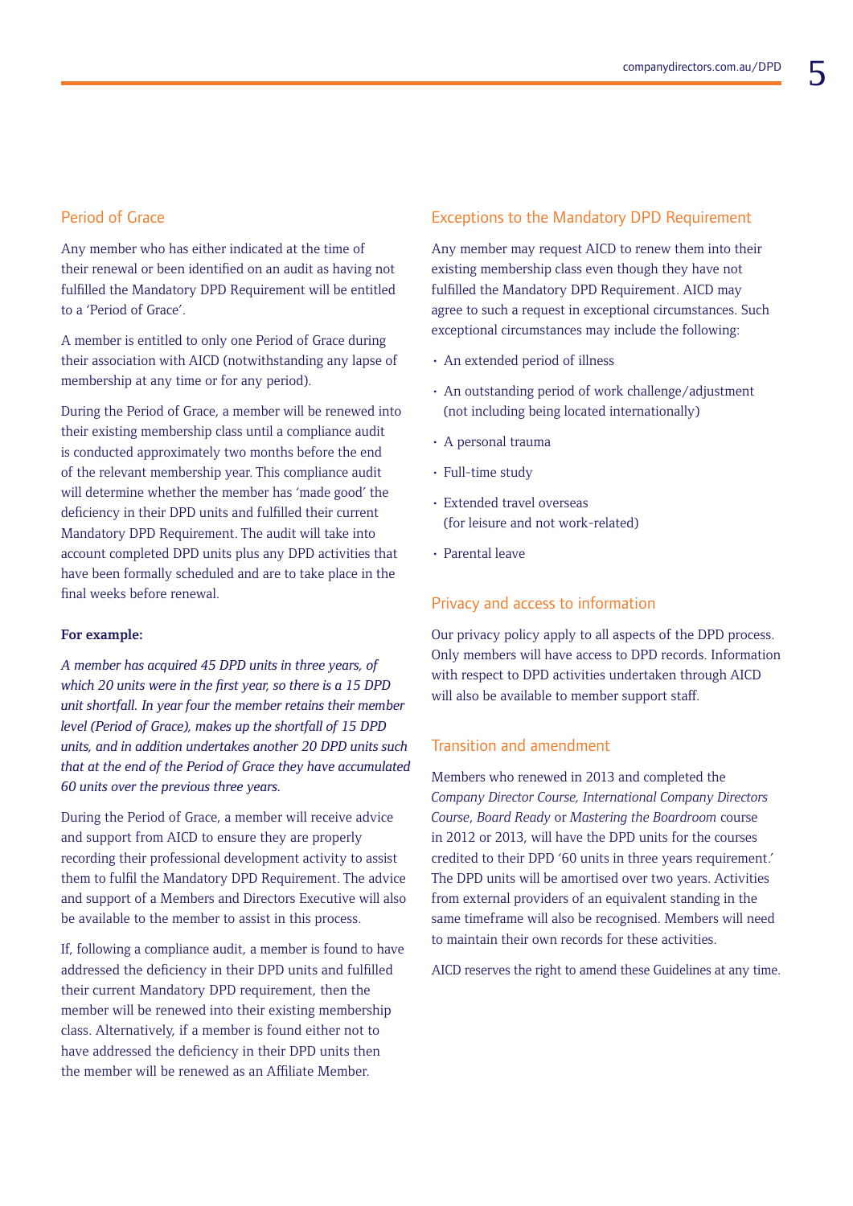## Period of Grace

Any member who has either indicated at the time of their renewal or been identified on an audit as having not fulfilled the Mandatory DPD Requirement will be entitled to a 'Period of Grace'.

A member is entitled to only one Period of Grace during their association with AICD (notwithstanding any lapse of membership at any time or for any period).

During the Period of Grace, a member will be renewed into their existing membership class until a compliance audit is conducted approximately two months before the end of the relevant membership year. This compliance audit will determine whether the member has 'made good' the deficiency in their DPD units and fulfilled their current Mandatory DPD Requirement. The audit will take into account completed DPD units plus any DPD activities that have been formally scheduled and are to take place in the final weeks before renewal.

**For example:**

*A member has acquired 45 DPD units in three years, of which 20 units were in the first year, so there is a 15 DPD unit shortfall. In year four the member retains their member level (Period of Grace), makes up the shortfall of 15 DPD units, and in addition undertakes another 20 DPD units such that at the end of the Period of Grace they have accumulated 60 units over the previous three years.*

During the Period of Grace, a member will receive advice and support from AICD to ensure they are properly recording their professional development activity to assist them to fulfil the Mandatory DPD Requirement. The advice and support of a Members and Directors Executive will also be available to the member to assist in this process.

If, following a compliance audit, a member is found to have addressed the deficiency in their DPD units and fulfilled their current Mandatory DPD requirement, then the member will be renewed into their existing membership class. Alternatively, if a member is found either not to have addressed the deficiency in their DPD units then the member will be renewed as an Affiliate Member.

## Exceptions to the Mandatory DPD Requirement

Any member may request AICD to renew them into their existing membership class even though they have not fulfilled the Mandatory DPD Requirement. AICD may agree to such a request in exceptional circumstances. Such exceptional circumstances may include the following:

- An extended period of illness
- An outstanding period of work challenge/adjustment (not including being located internationally)
- A personal trauma
- Full-time study
- Extended travel overseas (for leisure and not work-related)
- Parental leave

## Privacy and access to information

Our privacy policy apply to all aspects of the DPD process. Only members will have access to DPD records. Information with respect to DPD activities undertaken through AICD will also be available to member support staff.

## Transition and amendment

Members who renewed in 2013 and completed the *Company Director Course, International Company Directors Course*, *Board Ready* or *Mastering the Boardroom* course in 2012 or 2013, will have the DPD units for the courses credited to their DPD '60 units in three years requirement.' The DPD units will be amortised over two years. Activities from external providers of an equivalent standing in the same timeframe will also be recognised. Members will need to maintain their own records for these activities.

AICD reserves the right to amend these Guidelines at any time.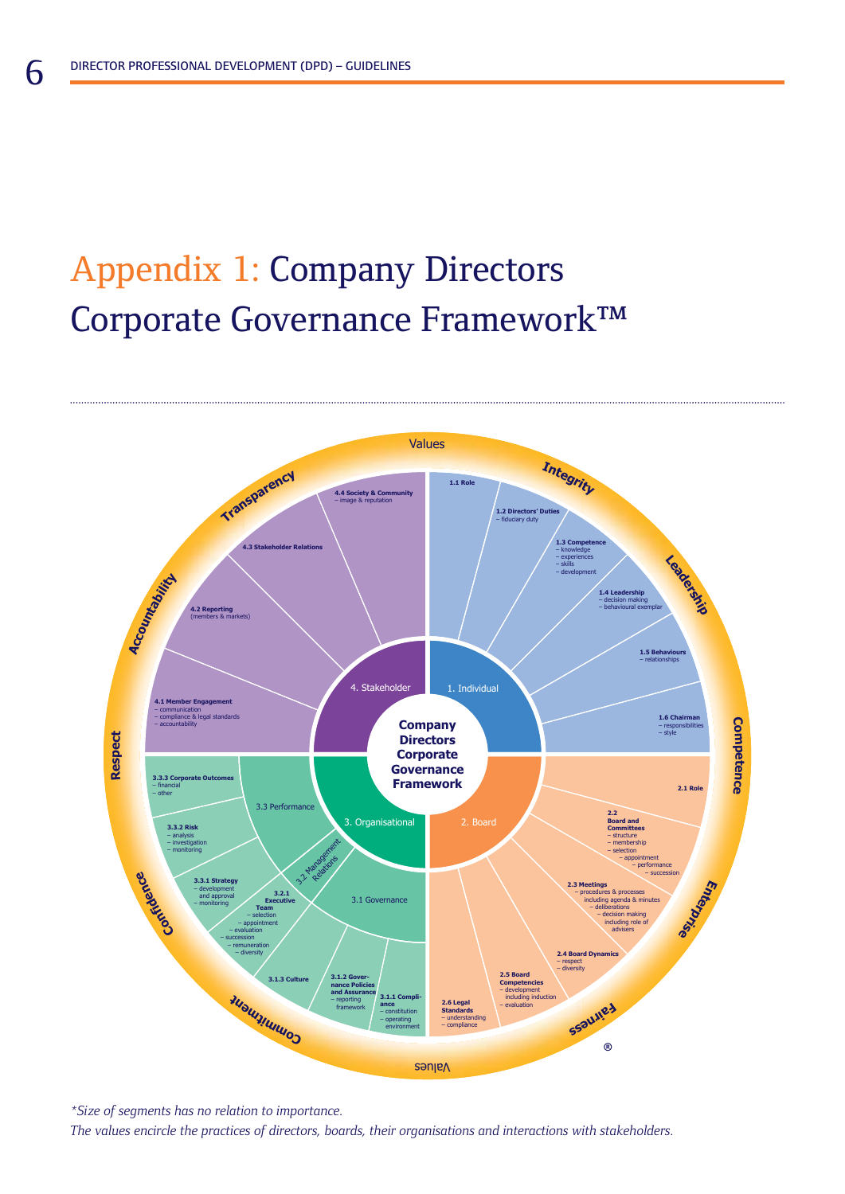# Appendix 1: Company Directors Corporate Governance Framework™

**Company Directors Corporate Governance Framework**

**Values:** Integrity, Leadership, Competence, Enterprise, Fairness, Commitment, Confidence, Respect, Accountability, Transparency

**1. Individual**

- **1.1 Role**
- **1.2 Directors' Duties** – fiduciary duty
- **1.3 Competence** – knowledge – experiences – skills – development
- **1.4 Leadership** – decision making – behavioural exemplar
- **1.5 Behaviours** – relationships
- **1.6 Chairman** – responsibilities – style

**2. Board**

- **2.1 Role**
- **2.2 Board and Committees** – structure – membership – selection – appointment – performance – succession
- **2.3 Meetings** – procedures & processes including agenda & minutes – deliberations – decision making including role of advisers
- **2.4 Board Dynamics** – respect – diversity
- **2.5 Board Competencies** – development including induction – evaluation
- **2.6 Legal Standards** – understanding – compliance

**3. Organisational**

- **3.1 Governance**
  - **3.1.1 Compliance** – constitution – operating environment
  - **3.1.2 Governance Policies and Assurance** – reporting framework
  - **3.1.3 Culture**
- **3.2 Management Relations**
  - **3.2.1 Executive Team** – selection – appointment – evaluation – succession – remuneration – diversity
- **3.3 Performance**
  - **3.3.1 Strategy** – development and approval – monitoring
  - **3.3.2 Risk** – analysis – investigation – monitoring
  - **3.3.3 Corporate Outcomes** – financial – other

**4. Stakeholder**

- **4.1 Member Engagement** – communication – compliance & legal standards – accountability
- **4.2 Reporting** (members & markets)
- **4.3 Stakeholder Relations**
- **4.4 Society & Community** – image & reputation

®

*\*Size of segments has no relation to importance.*

*The values encircle the practices of directors, boards, their organisations and interactions with stakeholders.*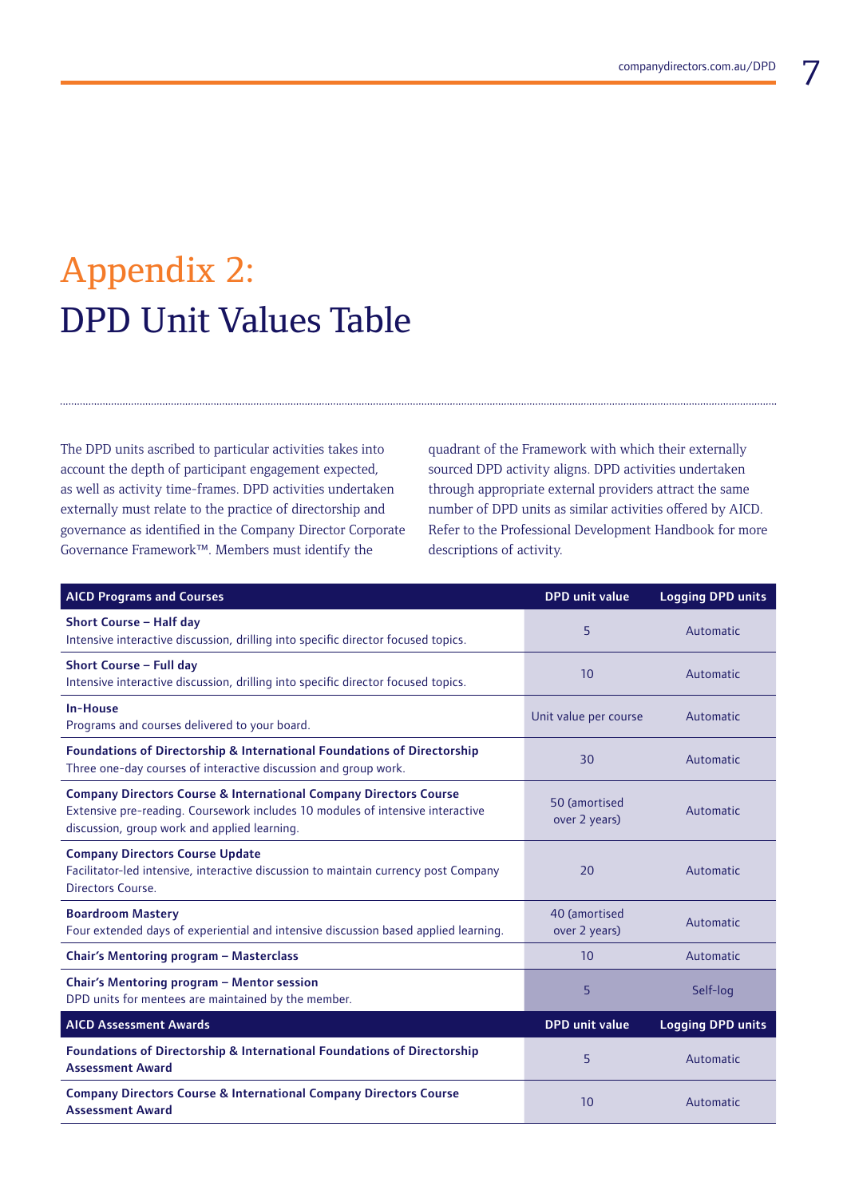# Appendix 2: DPD Unit Values Table

The DPD units ascribed to particular activities takes into account the depth of participant engagement expected, as well as activity time-frames. DPD activities undertaken externally must relate to the practice of directorship and governance as identified in the Company Director Corporate Governance Framework™. Members must identify the quadrant of the Framework with which their externally sourced DPD activity aligns. DPD activities undertaken through appropriate external providers attract the same number of DPD units as similar activities offered by AICD. Refer to the Professional Development Handbook for more descriptions of activity.

| AICD Programs and Courses | DPD unit value | Logging DPD units |
|---|---|---|
| **Short Course – Half day**<br>Intensive interactive discussion, drilling into specific director focused topics. | 5 | Automatic |
| **Short Course – Full day**<br>Intensive interactive discussion, drilling into specific director focused topics. | 10 | Automatic |
| **In-House**<br>Programs and courses delivered to your board. | Unit value per course | Automatic |
| **Foundations of Directorship & International Foundations of Directorship**<br>Three one-day courses of interactive discussion and group work. | 30 | Automatic |
| **Company Directors Course & International Company Directors Course**<br>Extensive pre-reading. Coursework includes 10 modules of intensive interactive discussion, group work and applied learning. | 50 (amortised over 2 years) | Automatic |
| **Company Directors Course Update**<br>Facilitator-led intensive, interactive discussion to maintain currency post Company Directors Course. | 20 | Automatic |
| **Boardroom Mastery**<br>Four extended days of experiential and intensive discussion based applied learning. | 40 (amortised over 2 years) | Automatic |
| **Chair's Mentoring program – Masterclass** | 10 | Automatic |
| **Chair's Mentoring program – Mentor session**<br>DPD units for mentees are maintained by the member. | 5 | Self-log |
| **AICD Assessment Awards** | **DPD unit value** | **Logging DPD units** |
| **Foundations of Directorship & International Foundations of Directorship Assessment Award** | 5 | Automatic |
| **Company Directors Course & International Company Directors Course Assessment Award** | 10 | Automatic |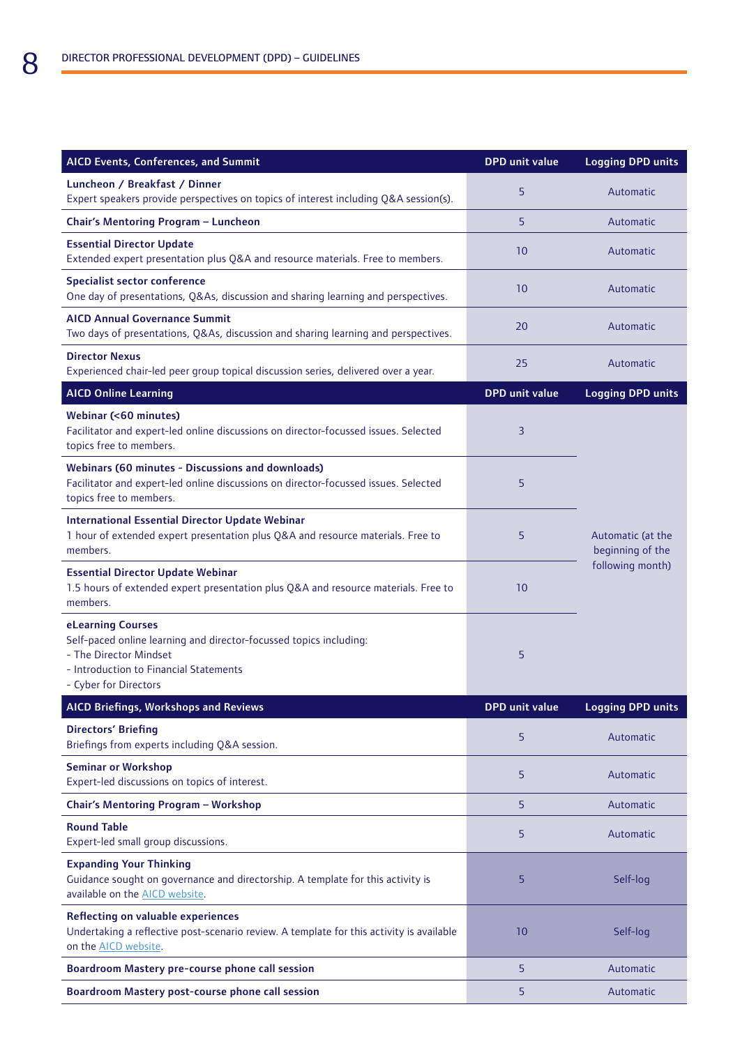| AICD Events, Conferences, and Summit | DPD unit value | Logging DPD units |
|---|---|---|
| **Luncheon / Breakfast / Dinner**<br>Expert speakers provide perspectives on topics of interest including Q&A session(s). | 5 | Automatic |
| **Chair's Mentoring Program – Luncheon** | 5 | Automatic |
| **Essential Director Update**<br>Extended expert presentation plus Q&A and resource materials. Free to members. | 10 | Automatic |
| **Specialist sector conference**<br>One day of presentations, Q&As, discussion and sharing learning and perspectives. | 10 | Automatic |
| **AICD Annual Governance Summit**<br>Two days of presentations, Q&As, discussion and sharing learning and perspectives. | 20 | Automatic |
| **Director Nexus**<br>Experienced chair-led peer group topical discussion series, delivered over a year. | 25 | Automatic |

| AICD Online Learning | DPD unit value | Logging DPD units |
|---|---|---|
| **Webinar (<60 minutes)**<br>Facilitator and expert-led online discussions on director-focussed issues. Selected topics free to members. | 3 | Automatic (at the beginning of the following month) |
| **Webinars (60 minutes - Discussions and downloads)**<br>Facilitator and expert-led online discussions on director-focussed issues. Selected topics free to members. | 5 | |
| **International Essential Director Update Webinar**<br>1 hour of extended expert presentation plus Q&A and resource materials. Free to members. | 5 | |
| **Essential Director Update Webinar**<br>1.5 hours of extended expert presentation plus Q&A and resource materials. Free to members. | 10 | |
| **eLearning Courses**<br>Self-paced online learning and director-focussed topics including:<br>- The Director Mindset<br>- Introduction to Financial Statements<br>- Cyber for Directors | 5 | |

| AICD Briefings, Workshops and Reviews | DPD unit value | Logging DPD units |
|---|---|---|
| **Directors' Briefing**<br>Briefings from experts including Q&A session. | 5 | Automatic |
| **Seminar or Workshop**<br>Expert-led discussions on topics of interest. | 5 | Automatic |
| **Chair's Mentoring Program – Workshop** | 5 | Automatic |
| **Round Table**<br>Expert-led small group discussions. | 5 | Automatic |
| **Expanding Your Thinking**<br>Guidance sought on governance and directorship. A template for this activity is available on the AICD website. | 5 | Self-log |
| **Reflecting on valuable experiences**<br>Undertaking a reflective post-scenario review. A template for this activity is available on the AICD website. | 10 | Self-log |
| **Boardroom Mastery pre-course phone call session** | 5 | Automatic |
| **Boardroom Mastery post-course phone call session** | 5 | Automatic |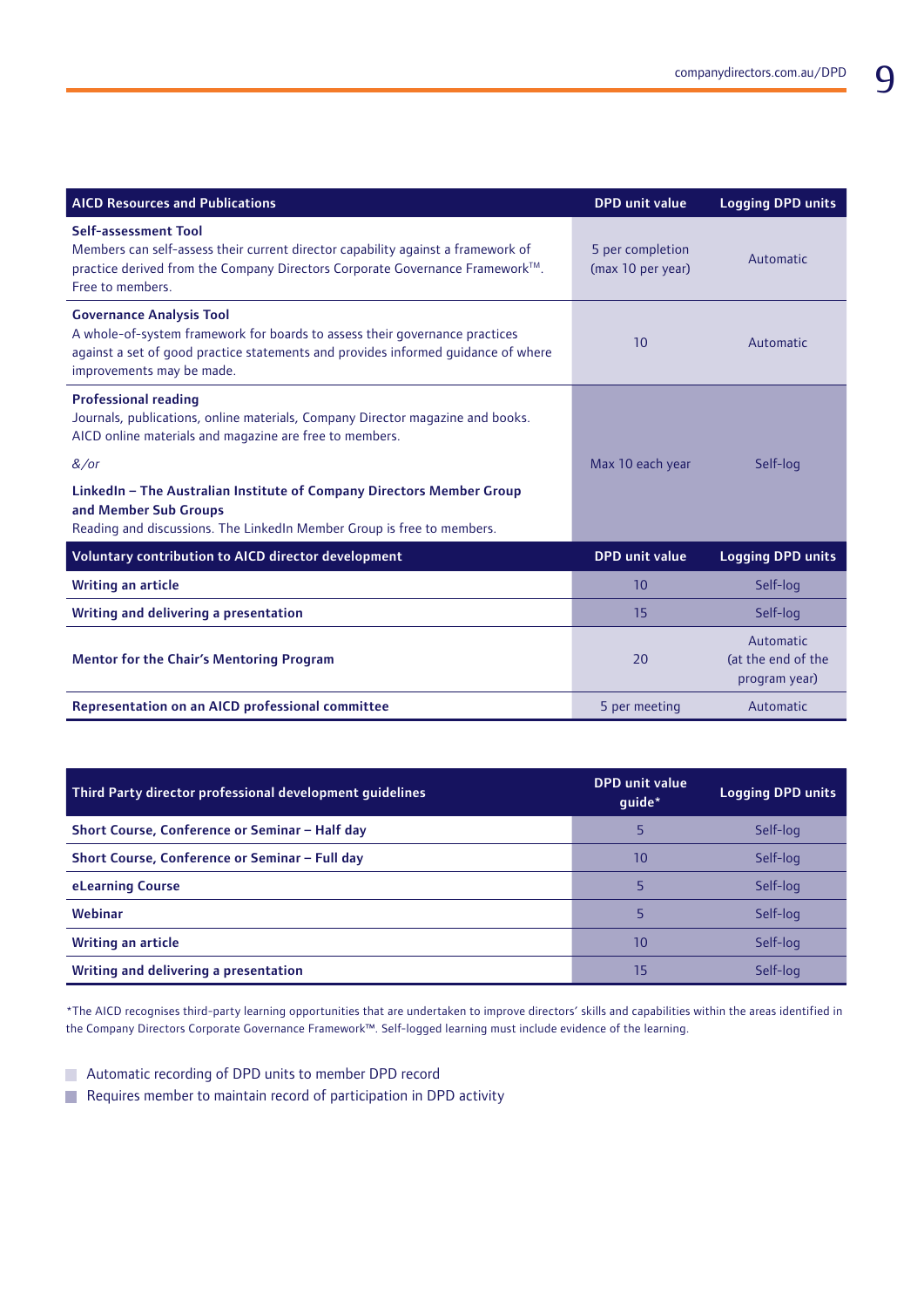| AICD Resources and Publications | DPD unit value | Logging DPD units |
|---|---|---|
| **Self-assessment Tool**<br>Members can self-assess their current director capability against a framework of practice derived from the Company Directors Corporate Governance Framework™. Free to members. | 5 per completion (max 10 per year) | Automatic |
| **Governance Analysis Tool**<br>A whole-of-system framework for boards to assess their governance practices against a set of good practice statements and provides informed guidance of where improvements may be made. | 10 | Automatic |
| **Professional reading**<br>Journals, publications, online materials, Company Director magazine and books. AICD online materials and magazine are free to members.<br>*&/or*<br>**LinkedIn – The Australian Institute of Company Directors Member Group and Member Sub Groups**<br>Reading and discussions. The LinkedIn Member Group is free to members. | Max 10 each year | Self-log |
| **Voluntary contribution to AICD director development** | **DPD unit value** | **Logging DPD units** |
| **Writing an article** | 10 | Self-log |
| **Writing and delivering a presentation** | 15 | Self-log |
| **Mentor for the Chair's Mentoring Program** | 20 | Automatic (at the end of the program year) |
| **Representation on an AICD professional committee** | 5 per meeting | Automatic |

| Third Party director professional development guidelines | DPD unit value guide* | Logging DPD units |
|---|---|---|
| **Short Course, Conference or Seminar – Half day** | 5 | Self-log |
| **Short Course, Conference or Seminar – Full day** | 10 | Self-log |
| **eLearning Course** | 5 | Self-log |
| **Webinar** | 5 | Self-log |
| **Writing an article** | 10 | Self-log |
| **Writing and delivering a presentation** | 15 | Self-log |

*The AICD recognises third-party learning opportunities that are undertaken to improve directors' skills and capabilities within the areas identified in the Company Directors Corporate Governance Framework™. Self-logged learning must include evidence of the learning.

- Automatic recording of DPD units to member DPD record
- Requires member to maintain record of participation in DPD activity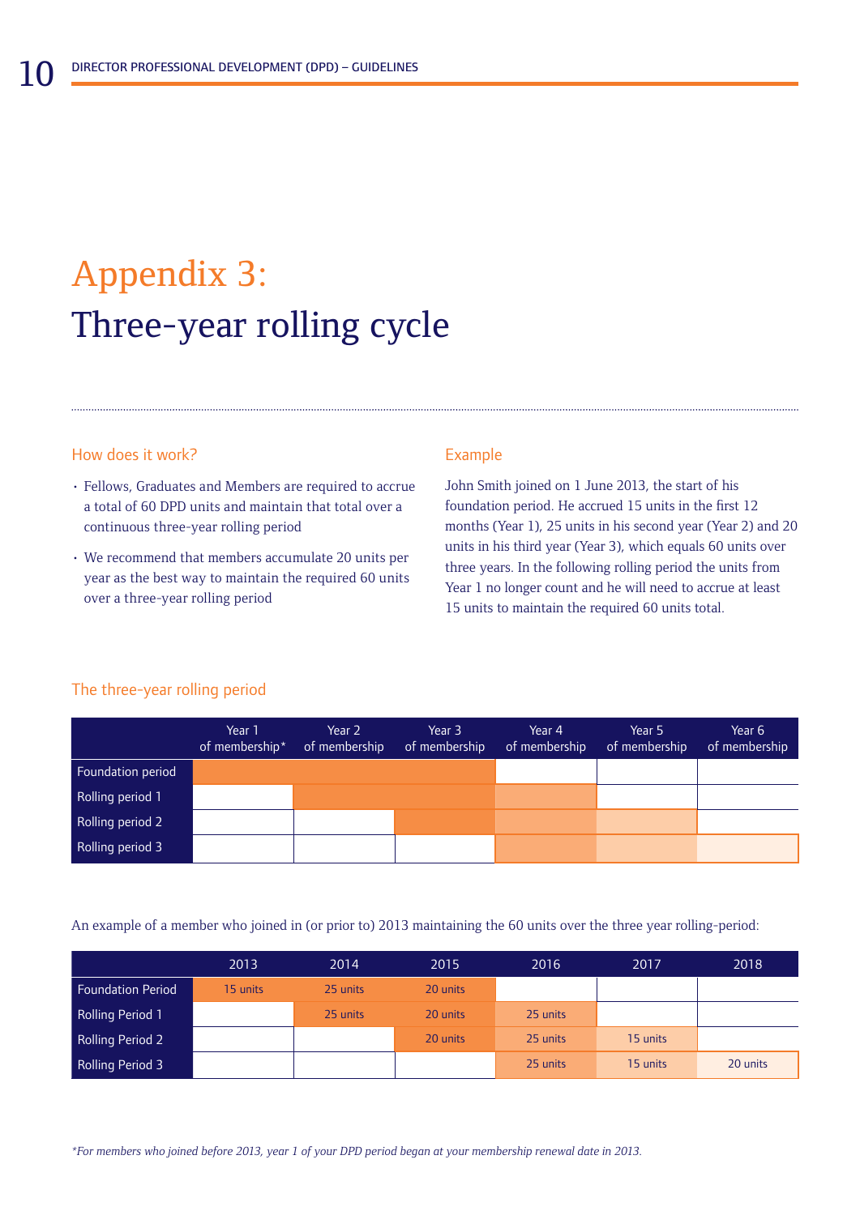# Appendix 3:
# Three-year rolling cycle

### How does it work?

- Fellows, Graduates and Members are required to accrue a total of 60 DPD units and maintain that total over a continuous three-year rolling period
- We recommend that members accumulate 20 units per year as the best way to maintain the required 60 units over a three-year rolling period

### Example

John Smith joined on 1 June 2013, the start of his foundation period. He accrued 15 units in the first 12 months (Year 1), 25 units in his second year (Year 2) and 20 units in his third year (Year 3), which equals 60 units over three years. In the following rolling period the units from Year 1 no longer count and he will need to accrue at least 15 units to maintain the required 60 units total.

### The three-year rolling period

| | Year 1 of membership* | Year 2 of membership | Year 3 of membership | Year 4 of membership | Year 5 of membership | Year 6 of membership |
|---|---|---|---|---|---|---|
| Foundation period | ■ | ■ | ■ | | | |
| Rolling period 1 | | ■ | ■ | ■ | | |
| Rolling period 2 | | | ■ | ■ | ■ | |
| Rolling period 3 | | | | ■ | ■ | ■ |

An example of a member who joined in (or prior to) 2013 maintaining the 60 units over the three year rolling-period:

| | 2013 | 2014 | 2015 | 2016 | 2017 | 2018 |
|---|---|---|---|---|---|---|
| Foundation Period | 15 units | 25 units | 20 units | | | |
| Rolling Period 1 | | 25 units | 20 units | 25 units | | |
| Rolling Period 2 | | | 20 units | 25 units | 15 units | |
| Rolling Period 3 | | | | 25 units | 15 units | 20 units |

*For members who joined before 2013, year 1 of your DPD period began at your membership renewal date in 2013.*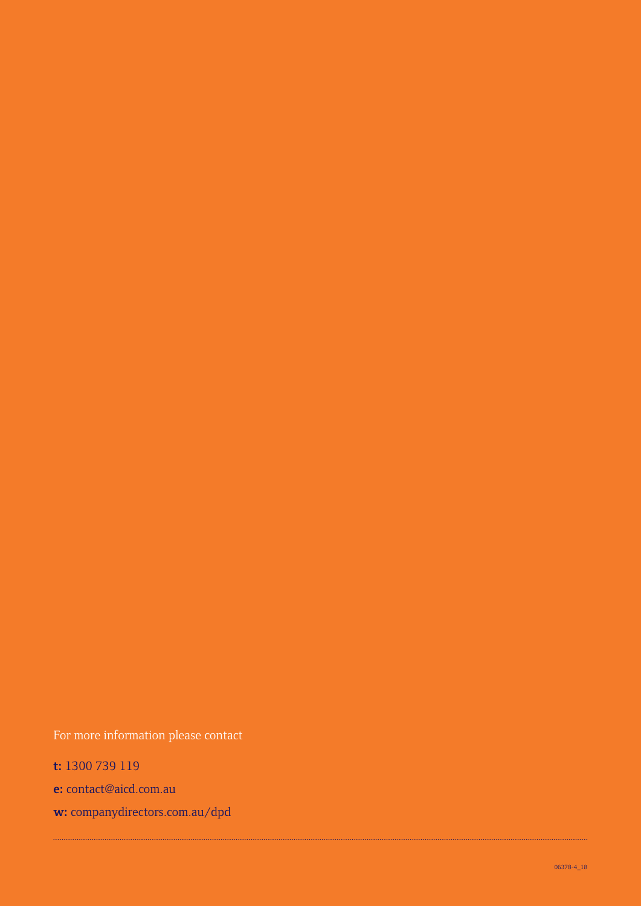For more information please contact

**t:** 1300 739 119

**e:** contact@aicd.com.au

**w:** companydirectors.com.au/dpd

06378-4_18